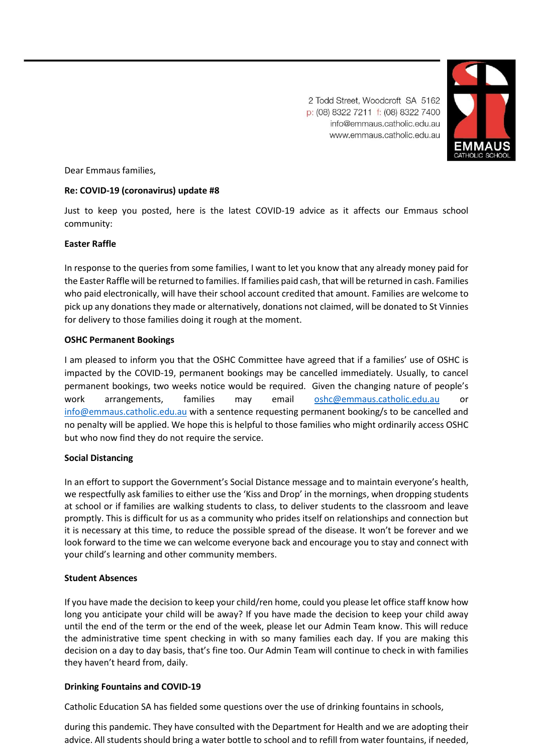2 Todd Street, Woodcroft SA 5162
p: (08) 8322 7211 f: (08) 8322 7400
info@emmaus.catholic.edu.au
www.emmaus.catholic.edu.au

EMMAUS
CATHOLIC SCHOOL

Dear Emmaus families,

**Re: COVID-19 (coronavirus) update #8**

Just to keep you posted, here is the latest COVID-19 advice as it affects our Emmaus school community:

**Easter Raffle**

In response to the queries from some families, I want to let you know that any already money paid for the Easter Raffle will be returned to families. If families paid cash, that will be returned in cash. Families who paid electronically, will have their school account credited that amount. Families are welcome to pick up any donations they made or alternatively, donations not claimed, will be donated to St Vinnies for delivery to those families doing it rough at the moment.

**OSHC Permanent Bookings**

I am pleased to inform you that the OSHC Committee have agreed that if a families' use of OSHC is impacted by the COVID-19, permanent bookings may be cancelled immediately. Usually, to cancel permanent bookings, two weeks notice would be required. Given the changing nature of people's work arrangements, families may email oshc@emmaus.catholic.edu.au or info@emmaus.catholic.edu.au with a sentence requesting permanent booking/s to be cancelled and no penalty will be applied. We hope this is helpful to those families who might ordinarily access OSHC but who now find they do not require the service.

**Social Distancing**

In an effort to support the Government's Social Distance message and to maintain everyone's health, we respectfully ask families to either use the 'Kiss and Drop' in the mornings, when dropping students at school or if families are walking students to class, to deliver students to the classroom and leave promptly. This is difficult for us as a community who prides itself on relationships and connection but it is necessary at this time, to reduce the possible spread of the disease. It won't be forever and we look forward to the time we can welcome everyone back and encourage you to stay and connect with your child's learning and other community members.

**Student Absences**

If you have made the decision to keep your child/ren home, could you please let office staff know how long you anticipate your child will be away? If you have made the decision to keep your child away until the end of the term or the end of the week, please let our Admin Team know. This will reduce the administrative time spent checking in with so many families each day. If you are making this decision on a day to day basis, that's fine too. Our Admin Team will continue to check in with families they haven't heard from, daily.

**Drinking Fountains and COVID-19**

Catholic Education SA has fielded some questions over the use of drinking fountains in schools,

during this pandemic. They have consulted with the Department for Health and we are adopting their advice. All students should bring a water bottle to school and to refill from water fountains, if needed,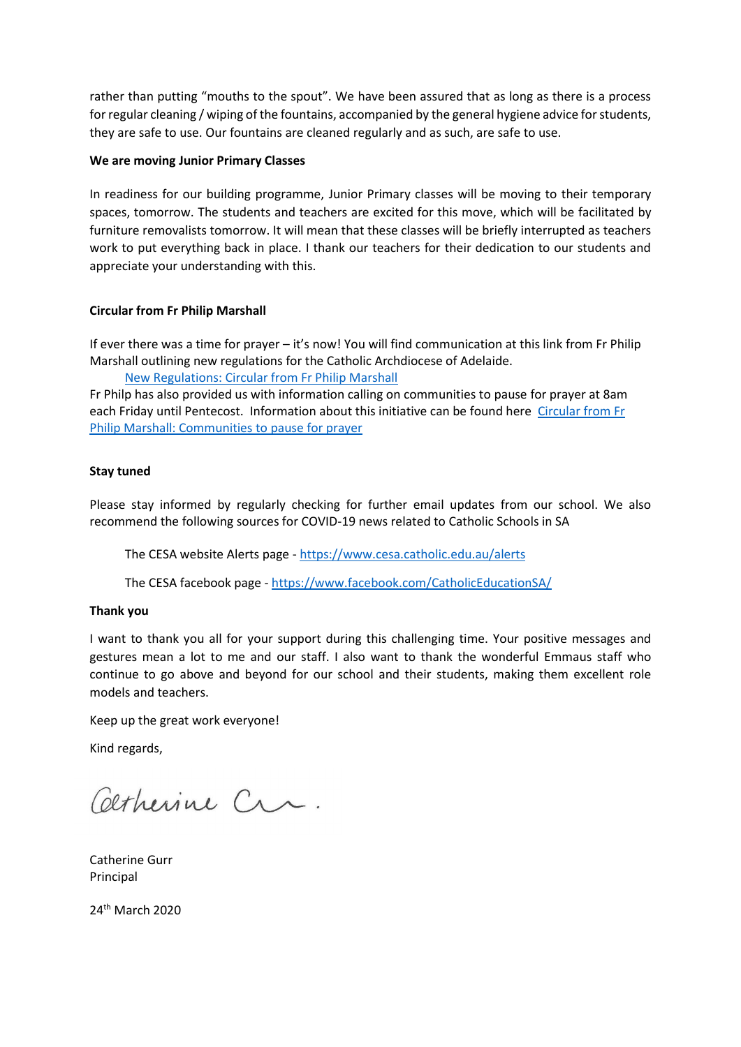rather than putting "mouths to the spout". We have been assured that as long as there is a process for regular cleaning / wiping of the fountains, accompanied by the general hygiene advice for students, they are safe to use. Our fountains are cleaned regularly and as such, are safe to use.

**We are moving Junior Primary Classes**

In readiness for our building programme, Junior Primary classes will be moving to their temporary spaces, tomorrow. The students and teachers are excited for this move, which will be facilitated by furniture removalists tomorrow. It will mean that these classes will be briefly interrupted as teachers work to put everything back in place. I thank our teachers for their dedication to our students and appreciate your understanding with this.

**Circular from Fr Philip Marshall**

If ever there was a time for prayer – it's now! You will find communication at this link from Fr Philip Marshall outlining new regulations for the Catholic Archdiocese of Adelaide.

New Regulations: Circular from Fr Philip Marshall

Fr Philp has also provided us with information calling on communities to pause for prayer at 8am each Friday until Pentecost. Information about this initiative can be found here Circular from Fr Philip Marshall: Communities to pause for prayer

**Stay tuned**

Please stay informed by regularly checking for further email updates from our school. We also recommend the following sources for COVID-19 news related to Catholic Schools in SA

The CESA website Alerts page - https://www.cesa.catholic.edu.au/alerts

The CESA facebook page - https://www.facebook.com/CatholicEducationSA/

**Thank you**

I want to thank you all for your support during this challenging time. Your positive messages and gestures mean a lot to me and our staff. I also want to thank the wonderful Emmaus staff who continue to go above and beyond for our school and their students, making them excellent role models and teachers.

Keep up the great work everyone!

Kind regards,

Catherine Gurr
Principal

24th March 2020